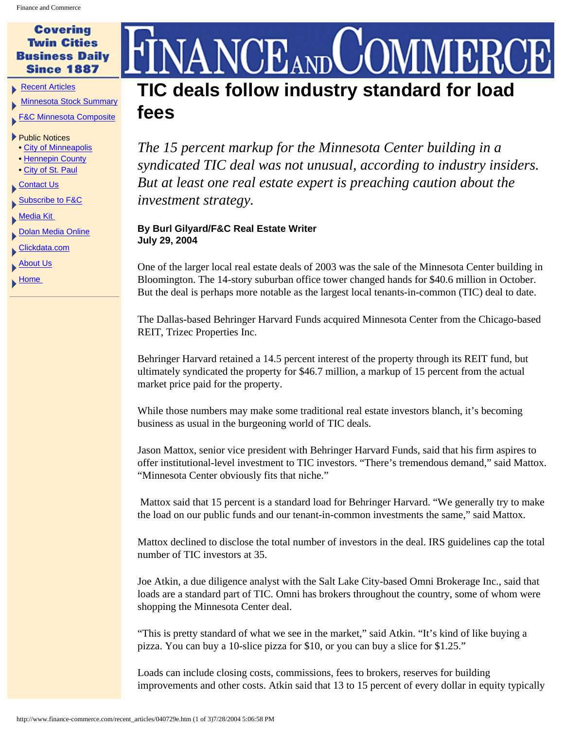# TIC deals follow industry standard for load fees

*The 15 percent markup for the Minnesota Center building in a syndicated TIC deal was not unusual, according to industry insiders. But at least one real estate expert is preaching caution about the investment strategy.*

**By Burl Gilyard/F&C Real Estate Writer**
**July 29, 2004**

One of the larger local real estate deals of 2003 was the sale of the Minnesota Center building in Bloomington. The 14-story suburban office tower changed hands for $40.6 million in October. But the deal is perhaps more notable as the largest local tenants-in-common (TIC) deal to date.

The Dallas-based Behringer Harvard Funds acquired Minnesota Center from the Chicago-based REIT, Trizec Properties Inc.

Behringer Harvard retained a 14.5 percent interest of the property through its REIT fund, but ultimately syndicated the property for $46.7 million, a markup of 15 percent from the actual market price paid for the property.

While those numbers may make some traditional real estate investors blanch, it's becoming business as usual in the burgeoning world of TIC deals.

Jason Mattox, senior vice president with Behringer Harvard Funds, said that his firm aspires to offer institutional-level investment to TIC investors. "There's tremendous demand," said Mattox. "Minnesota Center obviously fits that niche."

Mattox said that 15 percent is a standard load for Behringer Harvard. "We generally try to make the load on our public funds and our tenant-in-common investments the same," said Mattox.

Mattox declined to disclose the total number of investors in the deal. IRS guidelines cap the total number of TIC investors at 35.

Joe Atkin, a due diligence analyst with the Salt Lake City-based Omni Brokerage Inc., said that loads are a standard part of TIC. Omni has brokers throughout the country, some of whom were shopping the Minnesota Center deal.

"This is pretty standard of what we see in the market," said Atkin. "It's kind of like buying a pizza. You can buy a 10-slice pizza for $10, or you can buy a slice for $1.25."

Loads can include closing costs, commissions, fees to brokers, reserves for building improvements and other costs. Atkin said that 13 to 15 percent of every dollar in equity typically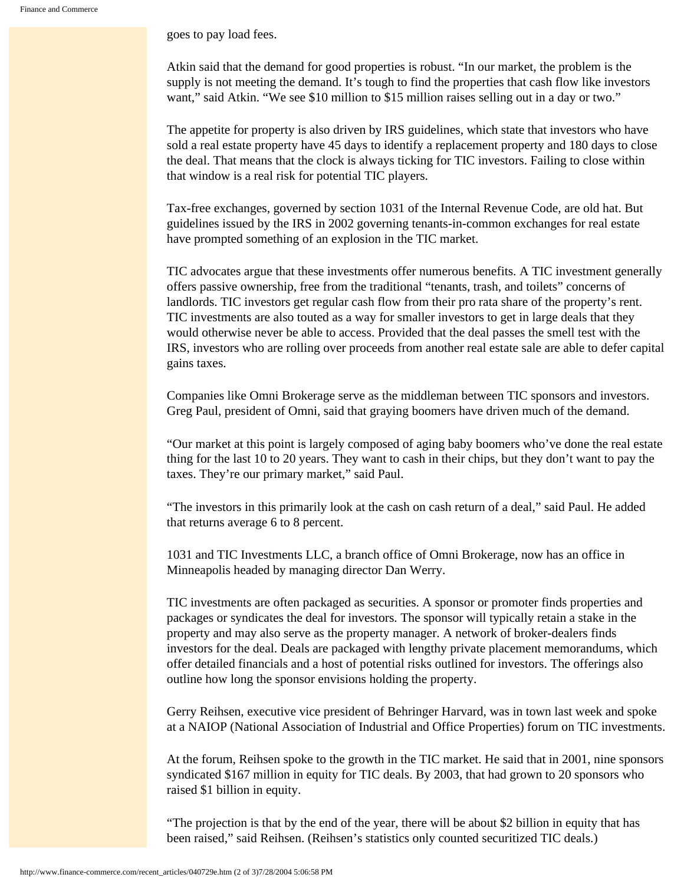goes to pay load fees.

Atkin said that the demand for good properties is robust. “In our market, the problem is the supply is not meeting the demand. It’s tough to find the properties that cash flow like investors want,” said Atkin. “We see $10 million to $15 million raises selling out in a day or two.”

The appetite for property is also driven by IRS guidelines, which state that investors who have sold a real estate property have 45 days to identify a replacement property and 180 days to close the deal. That means that the clock is always ticking for TIC investors. Failing to close within that window is a real risk for potential TIC players.

Tax-free exchanges, governed by section 1031 of the Internal Revenue Code, are old hat. But guidelines issued by the IRS in 2002 governing tenants-in-common exchanges for real estate have prompted something of an explosion in the TIC market.

TIC advocates argue that these investments offer numerous benefits. A TIC investment generally offers passive ownership, free from the traditional “tenants, trash, and toilets” concerns of landlords. TIC investors get regular cash flow from their pro rata share of the property’s rent. TIC investments are also touted as a way for smaller investors to get in large deals that they would otherwise never be able to access. Provided that the deal passes the smell test with the IRS, investors who are rolling over proceeds from another real estate sale are able to defer capital gains taxes.

Companies like Omni Brokerage serve as the middleman between TIC sponsors and investors. Greg Paul, president of Omni, said that graying boomers have driven much of the demand.

“Our market at this point is largely composed of aging baby boomers who’ve done the real estate thing for the last 10 to 20 years. They want to cash in their chips, but they don’t want to pay the taxes. They’re our primary market,” said Paul.

“The investors in this primarily look at the cash on cash return of a deal,” said Paul. He added that returns average 6 to 8 percent.

1031 and TIC Investments LLC, a branch office of Omni Brokerage, now has an office in Minneapolis headed by managing director Dan Werry.

TIC investments are often packaged as securities. A sponsor or promoter finds properties and packages or syndicates the deal for investors. The sponsor will typically retain a stake in the property and may also serve as the property manager. A network of broker-dealers finds investors for the deal. Deals are packaged with lengthy private placement memorandums, which offer detailed financials and a host of potential risks outlined for investors. The offerings also outline how long the sponsor envisions holding the property.

Gerry Reihsen, executive vice president of Behringer Harvard, was in town last week and spoke at a NAIOP (National Association of Industrial and Office Properties) forum on TIC investments.

At the forum, Reihsen spoke to the growth in the TIC market. He said that in 2001, nine sponsors syndicated $167 million in equity for TIC deals. By 2003, that had grown to 20 sponsors who raised $1 billion in equity.

“The projection is that by the end of the year, there will be about $2 billion in equity that has been raised,” said Reihsen. (Reihsen’s statistics only counted securitized TIC deals.)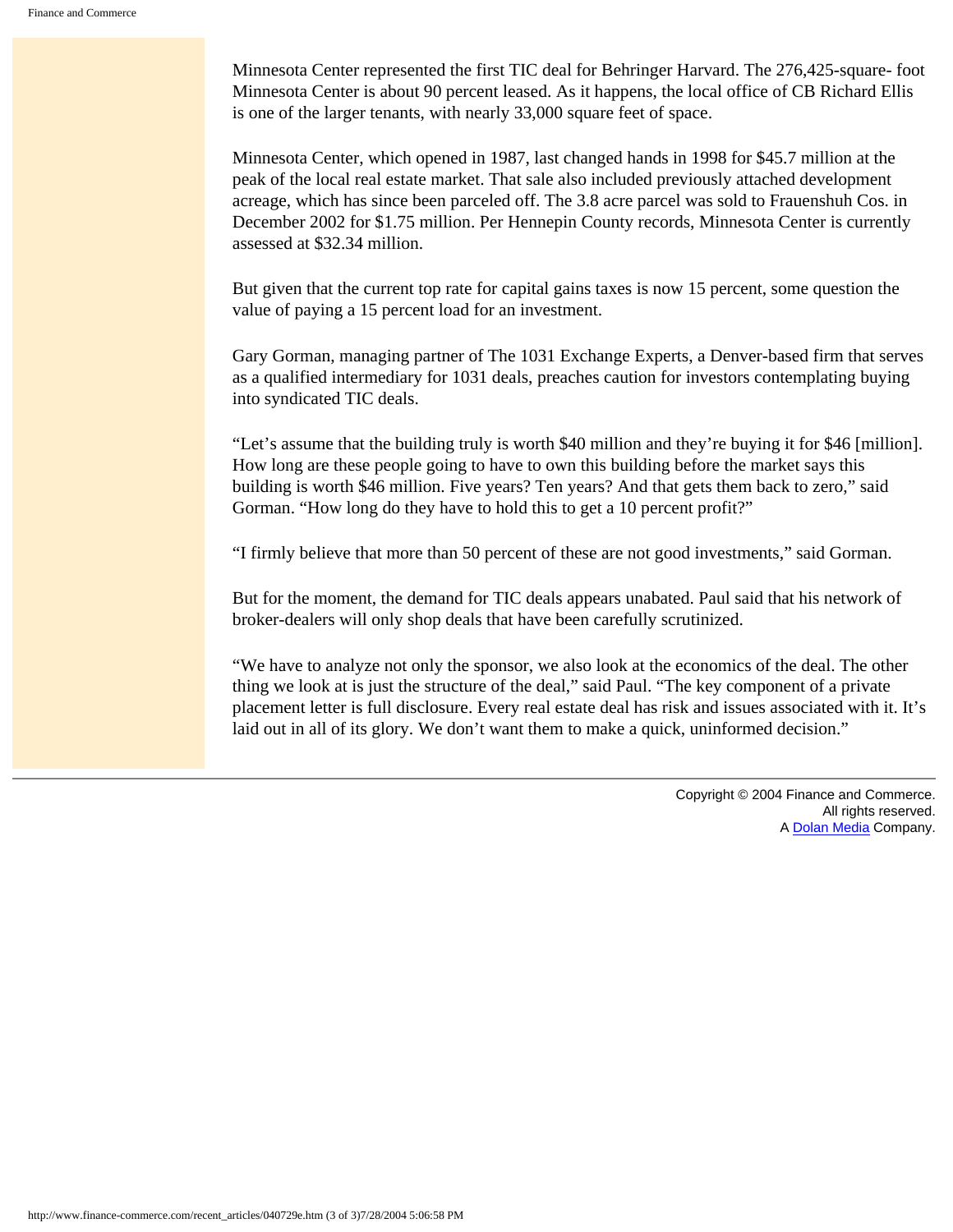Minnesota Center represented the first TIC deal for Behringer Harvard. The 276,425-square- foot Minnesota Center is about 90 percent leased. As it happens, the local office of CB Richard Ellis is one of the larger tenants, with nearly 33,000 square feet of space.

Minnesota Center, which opened in 1987, last changed hands in 1998 for $45.7 million at the peak of the local real estate market. That sale also included previously attached development acreage, which has since been parceled off. The 3.8 acre parcel was sold to Frauenshuh Cos. in December 2002 for $1.75 million. Per Hennepin County records, Minnesota Center is currently assessed at $32.34 million.

But given that the current top rate for capital gains taxes is now 15 percent, some question the value of paying a 15 percent load for an investment.

Gary Gorman, managing partner of The 1031 Exchange Experts, a Denver-based firm that serves as a qualified intermediary for 1031 deals, preaches caution for investors contemplating buying into syndicated TIC deals.

"Let's assume that the building truly is worth $40 million and they're buying it for $46 [million]. How long are these people going to have to own this building before the market says this building is worth $46 million. Five years? Ten years? And that gets them back to zero," said Gorman. "How long do they have to hold this to get a 10 percent profit?"

"I firmly believe that more than 50 percent of these are not good investments," said Gorman.

But for the moment, the demand for TIC deals appears unabated. Paul said that his network of broker-dealers will only shop deals that have been carefully scrutinized.

"We have to analyze not only the sponsor, we also look at the economics of the deal. The other thing we look at is just the structure of the deal," said Paul. "The key component of a private placement letter is full disclosure. Every real estate deal has risk and issues associated with it. It's laid out in all of its glory. We don't want them to make a quick, uninformed decision."

---

Copyright © 2004 Finance and Commerce.
All rights reserved.
A Dolan Media Company.